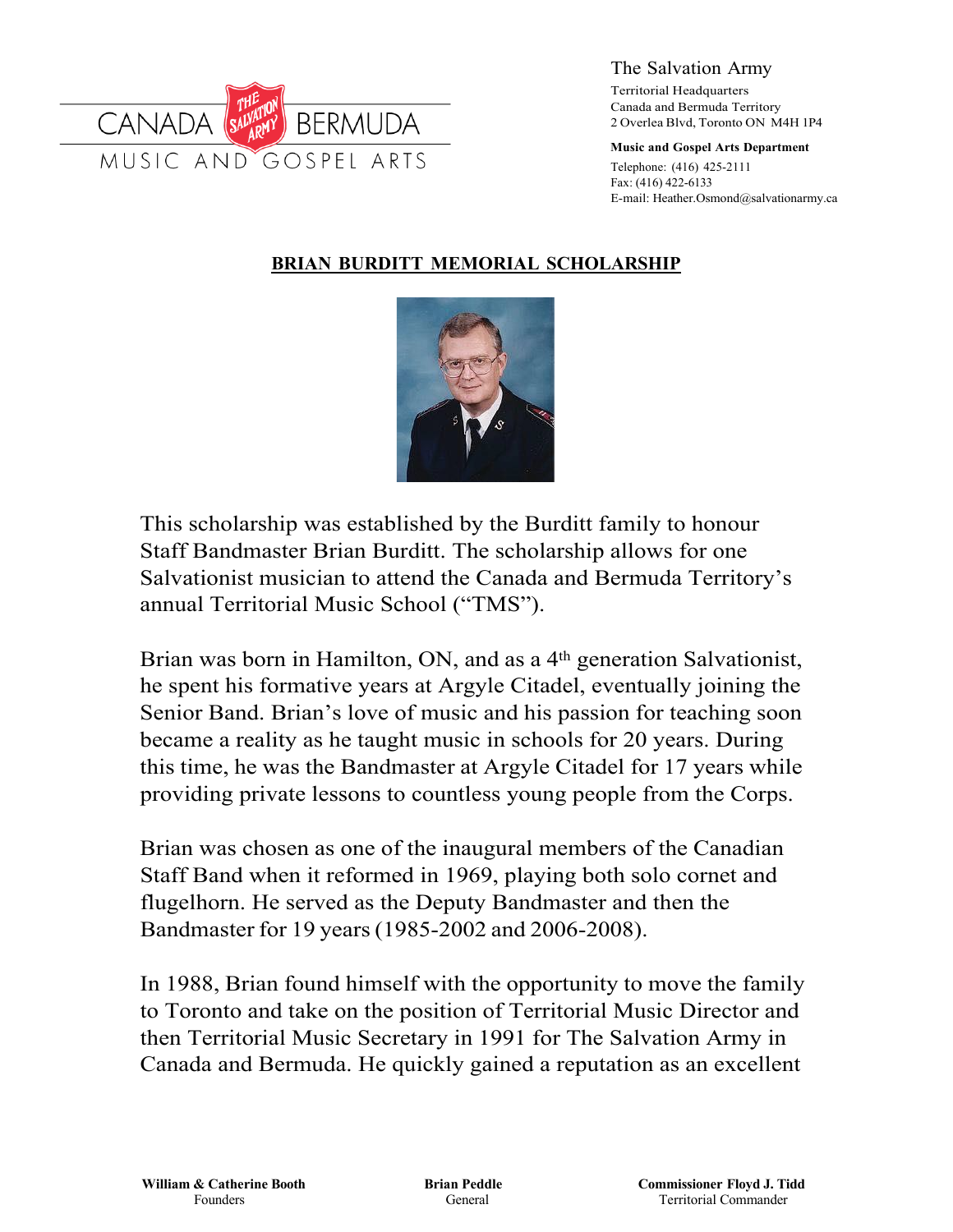The Salvation Army

Territorial Headquarters
Canada and Bermuda Territory
2 Overlea Blvd, Toronto ON M4H 1P4

**Music and Gospel Arts Department**

Telephone: (416) 425-2111
Fax: (416) 422-6133
E-mail: Heather.Osmond@salvationarmy.ca

## BRIAN BURDITT MEMORIAL SCHOLARSHIP

This scholarship was established by the Burditt family to honour Staff Bandmaster Brian Burditt. The scholarship allows for one Salvationist musician to attend the Canada and Bermuda Territory's annual Territorial Music School ("TMS").

Brian was born in Hamilton, ON, and as a 4th generation Salvationist, he spent his formative years at Argyle Citadel, eventually joining the Senior Band. Brian's love of music and his passion for teaching soon became a reality as he taught music in schools for 20 years. During this time, he was the Bandmaster at Argyle Citadel for 17 years while providing private lessons to countless young people from the Corps.

Brian was chosen as one of the inaugural members of the Canadian Staff Band when it reformed in 1969, playing both solo cornet and flugelhorn. He served as the Deputy Bandmaster and then the Bandmaster for 19 years (1985-2002 and 2006-2008).

In 1988, Brian found himself with the opportunity to move the family to Toronto and take on the position of Territorial Music Director and then Territorial Music Secretary in 1991 for The Salvation Army in Canada and Bermuda. He quickly gained a reputation as an excellent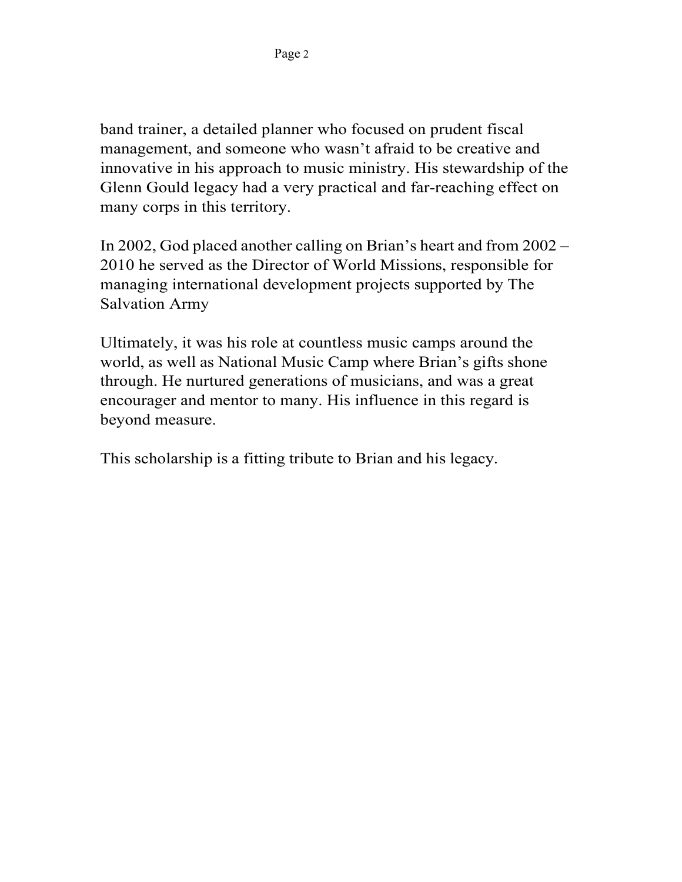band trainer, a detailed planner who focused on prudent fiscal management, and someone who wasn't afraid to be creative and innovative in his approach to music ministry. His stewardship of the Glenn Gould legacy had a very practical and far-reaching effect on many corps in this territory.

In 2002, God placed another calling on Brian's heart and from 2002 – 2010 he served as the Director of World Missions, responsible for managing international development projects supported by The Salvation Army

Ultimately, it was his role at countless music camps around the world, as well as National Music Camp where Brian's gifts shone through. He nurtured generations of musicians, and was a great encourager and mentor to many. His influence in this regard is beyond measure.

This scholarship is a fitting tribute to Brian and his legacy.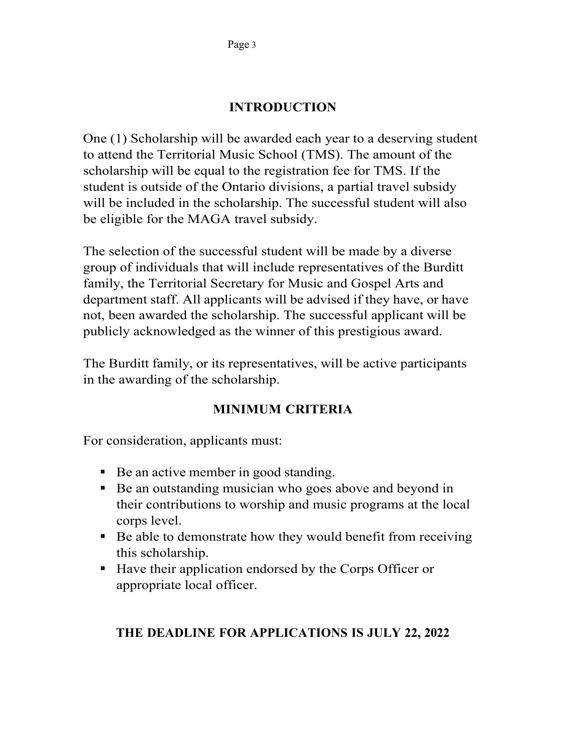## INTRODUCTION

One (1) Scholarship will be awarded each year to a deserving student to attend the Territorial Music School (TMS). The amount of the scholarship will be equal to the registration fee for TMS. If the student is outside of the Ontario divisions, a partial travel subsidy will be included in the scholarship. The successful student will also be eligible for the MAGA travel subsidy.

The selection of the successful student will be made by a diverse group of individuals that will include representatives of the Burditt family, the Territorial Secretary for Music and Gospel Arts and department staff. All applicants will be advised if they have, or have not, been awarded the scholarship. The successful applicant will be publicly acknowledged as the winner of this prestigious award.

The Burditt family, or its representatives, will be active participants in the awarding of the scholarship.

## MINIMUM CRITERIA

For consideration, applicants must:

- Be an active member in good standing.
- Be an outstanding musician who goes above and beyond in their contributions to worship and music programs at the local corps level.
- Be able to demonstrate how they would benefit from receiving this scholarship.
- Have their application endorsed by the Corps Officer or appropriate local officer.

**THE DEADLINE FOR APPLICATIONS IS JULY 22, 2022**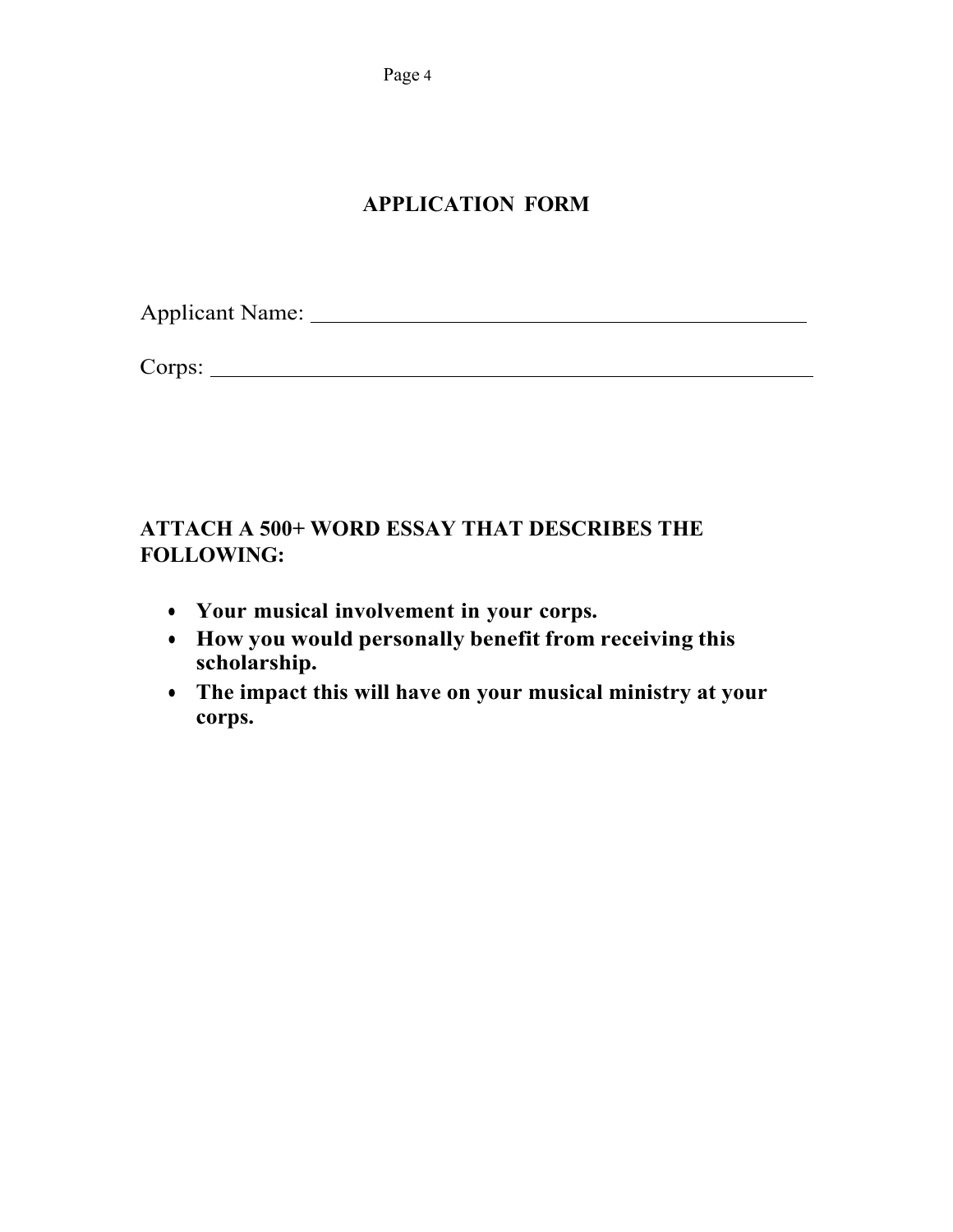# APPLICATION FORM

Applicant Name: \_\_\_\_\_\_\_\_\_\_\_\_\_\_\_\_\_\_\_\_\_\_\_\_\_\_\_\_\_\_\_\_\_\_\_\_\_\_\_\_

Corps: \_\_\_\_\_\_\_\_\_\_\_\_\_\_\_\_\_\_\_\_\_\_\_\_\_\_\_\_\_\_\_\_\_\_\_\_\_\_\_\_\_\_\_\_\_\_\_\_

**ATTACH A 500+ WORD ESSAY THAT DESCRIBES THE FOLLOWING:**

- **Your musical involvement in your corps.**
- **How you would personally benefit from receiving this scholarship.**
- **The impact this will have on your musical ministry at your corps.**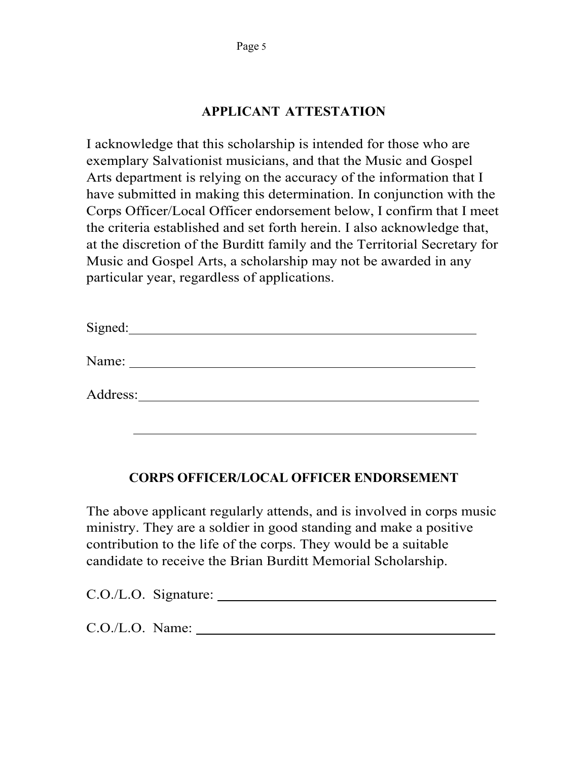## APPLICANT ATTESTATION

I acknowledge that this scholarship is intended for those who are exemplary Salvationist musicians, and that the Music and Gospel Arts department is relying on the accuracy of the information that I have submitted in making this determination. In conjunction with the Corps Officer/Local Officer endorsement below, I confirm that I meet the criteria established and set forth herein. I also acknowledge that, at the discretion of the Burditt family and the Territorial Secretary for Music and Gospel Arts, a scholarship may not be awarded in any particular year, regardless of applications.

Signed: ____________________________________________

Name: ____________________________________________

Address: __________________________________________

__________________________________________

## CORPS OFFICER/LOCAL OFFICER ENDORSEMENT

The above applicant regularly attends, and is involved in corps music ministry. They are a soldier in good standing and make a positive contribution to the life of the corps. They would be a suitable candidate to receive the Brian Burditt Memorial Scholarship.

C.O./L.O. Signature: ____________________________________

C.O./L.O. Name: ______________________________________